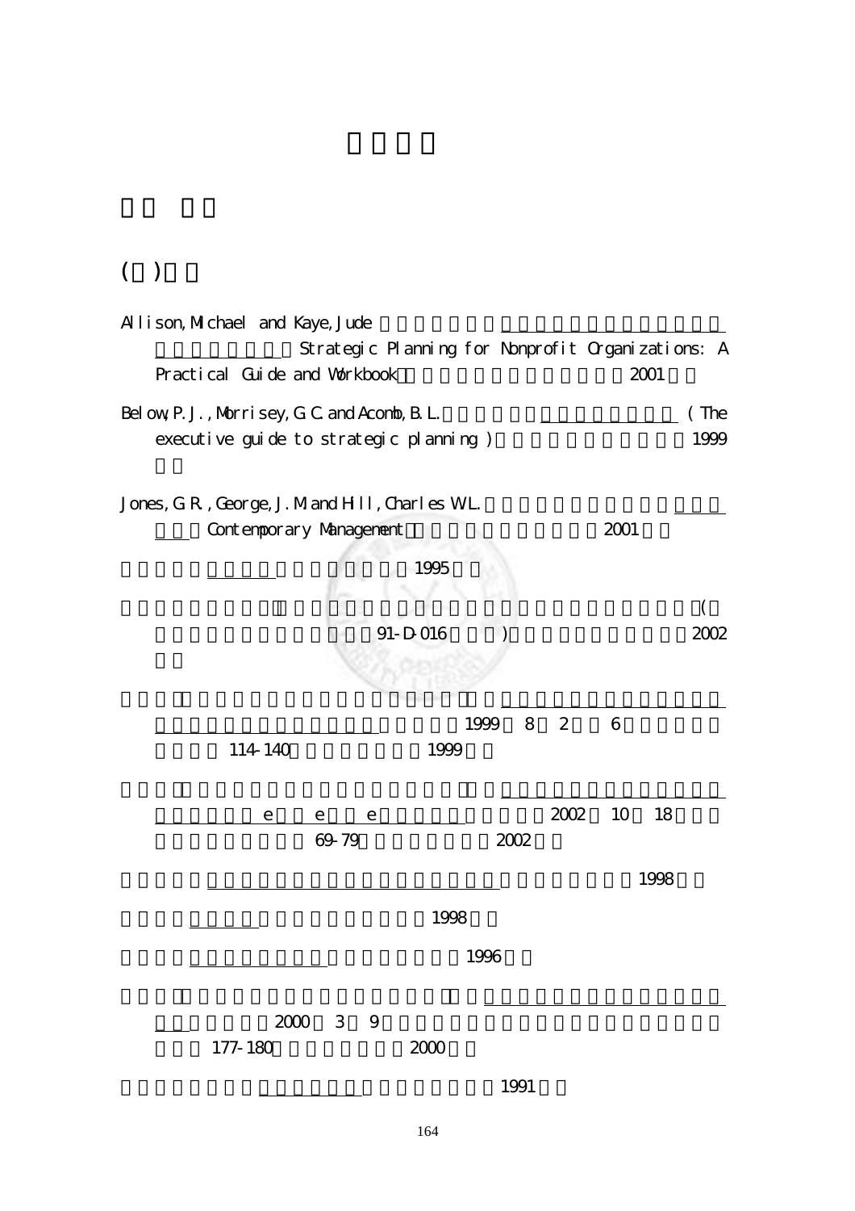( )

Allison, Michael and Kaye, Jude Strategic Planning for Nonprofit Organizations: A Practical Guide and Workbook 2001

Below, P. J., Morrisey, G. C. and Acomb, B. L. (The executive guide to strategic planning) 1999

Jones, G. R., George, J. M. and Hill, Charles W. L. Contemporary Management 2001

1995

( 91-D-016 ) 2002

1999 8 2 6 114-140 1999

e e e 2002 10 18 69-79 2002

1998

1998

1996

2000 3 9 177-180 2000

1991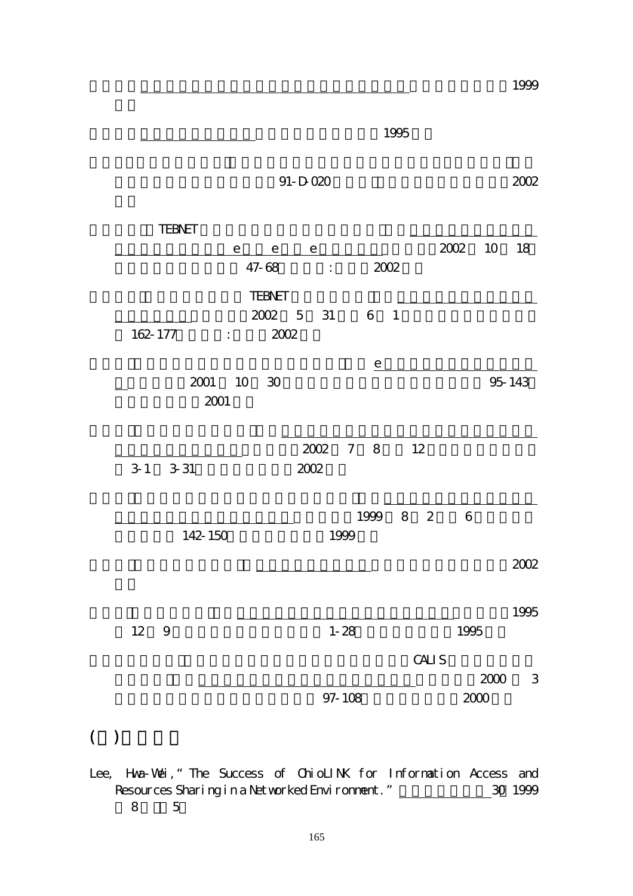1999

1995

91-D-020 2002

TEBNET
e e e 2002 10 18
47-68 : 2002

TEBNET
2002 5 31 6 1
162-177 : 2002

e
2001 10 30 95-143
2001

2002 7 8 12
3-1 3-31 2002

1999 8 2 6
142-150 1999

2002

1995
12 9 1-28 1995

CALIS
2000 3
97-108 2000

## ( )

Lee, Hwa-Wei, "The Success of OhioLINK for Information Access and Resources Sharing in a Networked Environment." 30 1999
8 5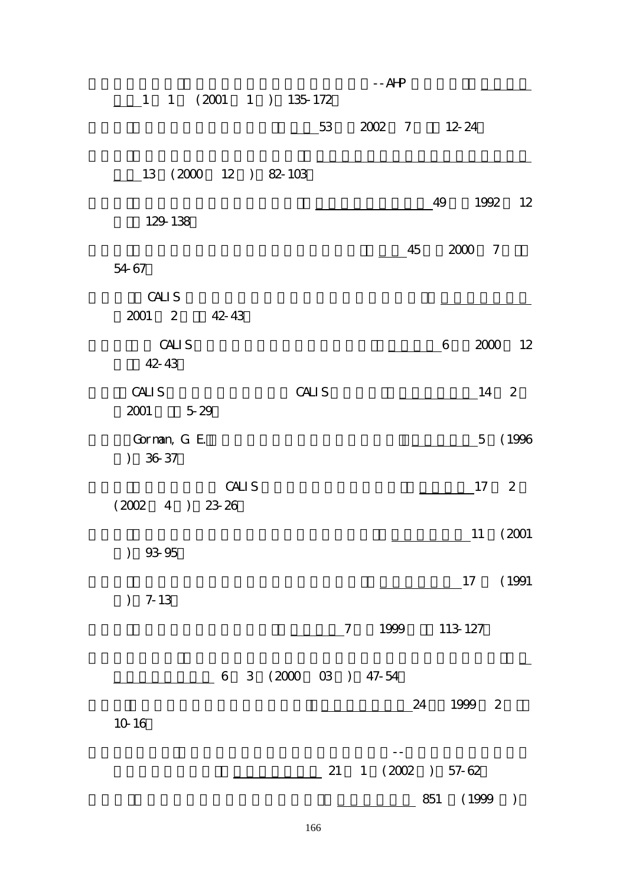--AHP 1 1 (2001 1 ) 135-172

53 2002 7 12-24

13 (2000 12 ) 82-103

49 1992 12 129-138

45 2000 7 54-67

CALIS 2001 2 42-43

CALIS 6 2000 12 42-43

CALIS CALIS 14 2 2001 5-29

Gorman, G. E. 5 (1996 ) 36-37

CALIS 17 2 (2002 4 ) 23-26

11 (2001 ) 93-95

17 (1991 ) 7-13

7 1999 113-127

6 3 (2000 03 ) 47-54

24 1999 2 10-16

-- 21 1 (2002 ) 57-62

851 (1999 )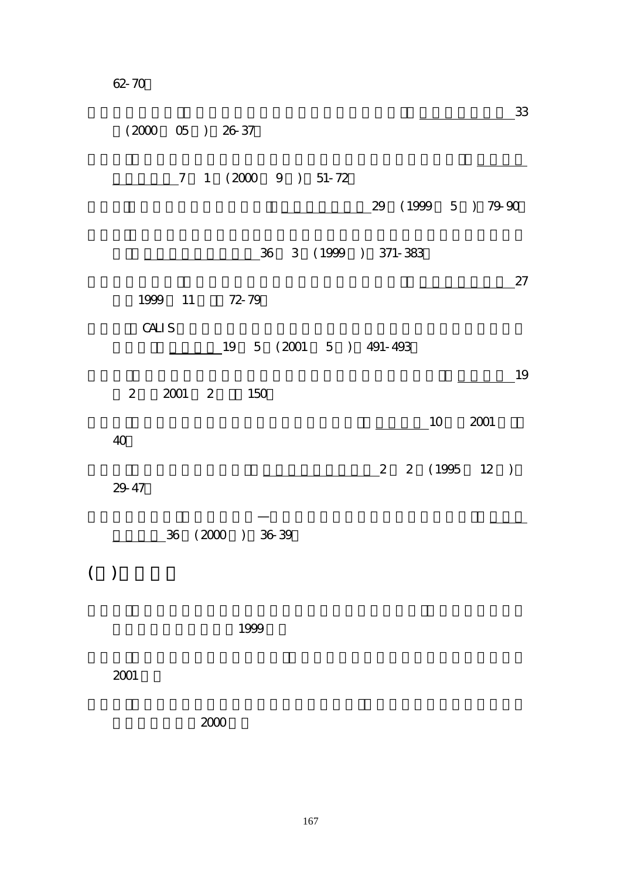62-70

33 (2000 05 ) 26-37

7 1 (2000 9 ) 51-72

29 (1999 5 ) 79-90

36 3 (1999 ) 371-383

27 1999 11 72-79

CALIS 19 5 (2001 5 ) 491-493

19 2 2001 2 150

10 2001 40

2 2 (1995 12 ) 29-47

— 36 (2000 ) 36-39

## ( )

1999

2001

2000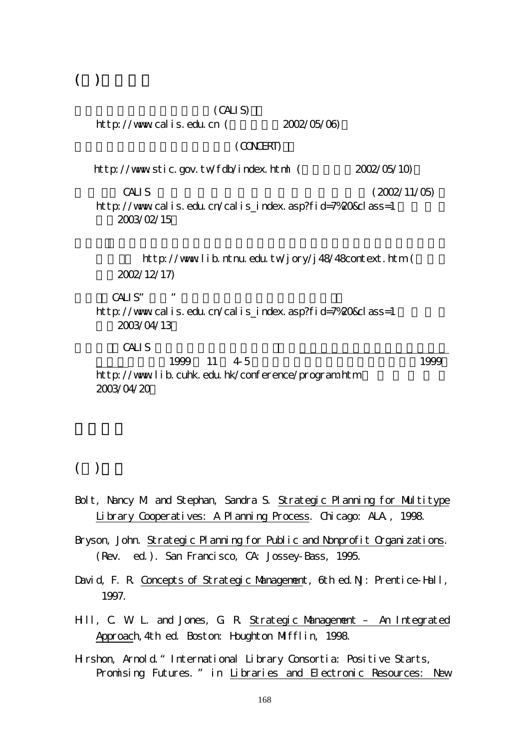( )

(CALIS)
http://www.calis.edu.cn ( 2002/05/06)

(CONCERT)

http://www.stic.gov.tw/fdb/index.html ( 2002/05/10)

CALIS (2002/11/05)
http://www.calis.edu.cn/calis_index.asp?fid=7%20&class=1
2003/02/15

http://www.lib.ntnu.edu.tw/jory/j48/48context.htm (
2002/12/17)

CALIS" "
http://www.calis.edu.cn/calis_index.asp?fid=7%20&class=1
2003/04/13

CALIS
1999 11 4-5 1999
http://www.lib.cuhk.edu.hk/conference/program.htm
2003/04/20

( )

Bolt, Nancy M. and Stephan, Sandra S. Strategic Planning for Multitype Library Cooperatives: A Planning Process. Chicago: ALA., 1998.

Bryson, John. Strategic Planning for Public and Nonprofit Organizations. (Rev. ed.). San Francisco, CA: Jossey-Bass, 1995.

David, F. R. Concepts of Strategic Management, 6th ed. NJ: Prentice-Hall, 1997.

Hill, C. W. L. and Jones, G. R. Strategic Management – An Integrated Approach, 4th ed. Boston: Houghton Mifflin, 1998.

Hirshon, Arnold. "International Library Consortia: Positive Starts, Promising Futures." in Libraries and Electronic Resources: New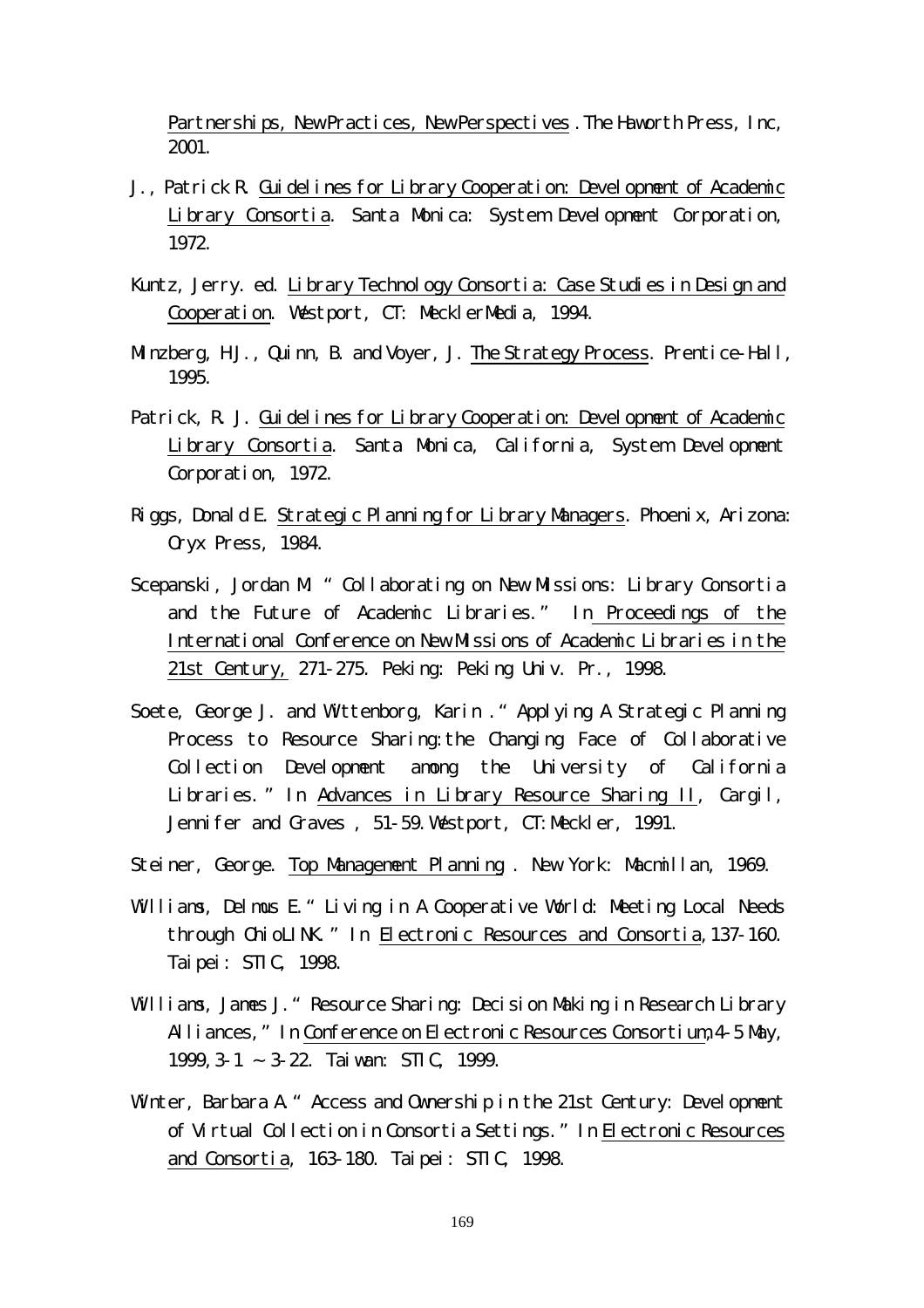Partnerships, New Practices, New Perspectives. The Haworth Press, Inc, 2001.

J., Patrick R. Guidelines for Library Cooperation: Development of Academic Library Consortia. Santa Monica: System Development Corporation, 1972.

Kuntz, Jerry. ed. Library Technology Consortia: Case Studies in Design and Cooperation. Westport, CT: MecklerMedia, 1994.

Minzberg, H.J., Quinn, B. and Voyer, J. The Strategy Process. Prentice-Hall, 1995.

Patrick, R. J. Guidelines for Library Cooperation: Development of Academic Library Consortia. Santa Monica, California, System Development Corporation, 1972.

Riggs, Donald E. Strategic Planning for Library Managers. Phoenix, Arizona: Oryx Press, 1984.

Scepanski, Jordan M. "Collaborating on New Missions: Library Consortia and the Future of Academic Libraries." In Proceedings of the International Conference on New Missions of Academic Libraries in the 21st Century, 271-275. Peking: Peking Univ. Pr., 1998.

Soete, George J. and Wittenborg, Karin. "Applying A Strategic Planning Process to Resource Sharing: the Changing Face of Collaborative Collection Development among the University of California Libraries." In Advances in Library Resource Sharing II, Cargil, Jennifer and Graves, 51-59. Westport, CT: Meckler, 1991.

Steiner, George. Top Management Planning. New York: Macmillan, 1969.

Williams, Delmus E. "Living in A Cooperative World: Meeting Local Needs through OhioLINK." In Electronic Resources and Consortia, 137-160. Taipei: STIC, 1998.

Williams, James J. "Resource Sharing: Decision Making in Research Library Alliances," In Conference on Electronic Resources Consortium, 4-5 May, 1999, 3-1 ~ 3-22. Taiwan: STIC, 1999.

Winter, Barbara A. "Access and Ownership in the 21st Century: Development of Virtual Collection in Consortia Settings." In Electronic Resources and Consortia, 163-180. Taipei: STIC, 1998.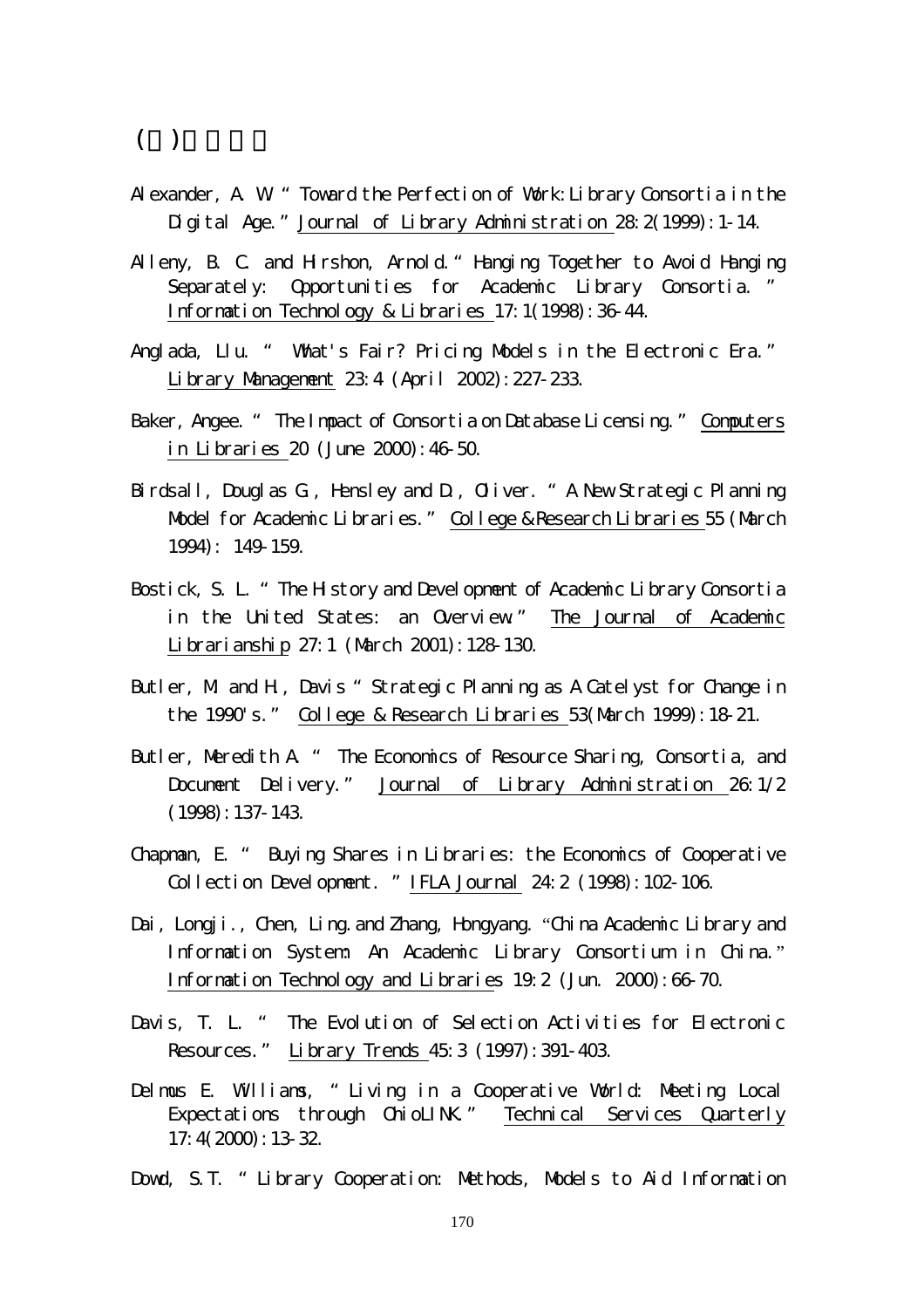## ( )

Alexander, A. W. " Toward the Perfection of Work: Library Consortia in the Digital Age." Journal of Library Administration 28:2(1999):1-14.

Alleny, B. C. and Hirshon, Arnold." Hanging Together to Avoid Hanging Separately: Opportunities for Academic Library Consortia. " Information Technology & Libraries 17:1(1998):36-44.

Anglada, Llu. " What's Fair? Pricing Models in the Electronic Era." Library Management 23:4 (April 2002):227-233.

Baker, Angee. " The Impact of Consortia on Database Licensing." Computers in Libraries 20 (June 2000):46-50.

Birdsall, Douglas G., Hensley and D., Oliver. " A New Strategic Planning Model for Academic Libraries." College & Research Libraries 55 (March 1994): 149-159.

Bostick, S. L. " The History and Development of Academic Library Consortia in the United States: an Overview." The Journal of Academic Librarianship 27:1 (March 2001):128-130.

Butler, M. and H., Davis " Strategic Planning as A Catelyst for Change in the 1990's." College & Research Libraries 53(March 1999):18-21.

Butler, Meredith A. " The Economics of Resource Sharing, Consortia, and Document Delivery." Journal of Library Administration 26:1/2 (1998):137-143.

Chapman, E. " Buying Shares in Libraries: the Economics of Cooperative Collection Development. " IFLA Journal 24:2 (1998):102-106.

Dai, Longji., Chen, Ling.and Zhang, Hongyang. "China Academic Library and Information System: An Academic Library Consortium in China." Information Technology and Libraries 19:2 (Jun. 2000):66-70.

Davis, T. L. " The Evolution of Selection Activities for Electronic Resources." Library Trends 45:3 (1997):391-403.

Delmus E. Williams, " Living in a Cooperative World: Meeting Local Expectations through OhioLINK." Technical Services Quarterly 17:4(2000):13-32.

Dowd, S.T. " Library Cooperation: Methods, Models to Aid Information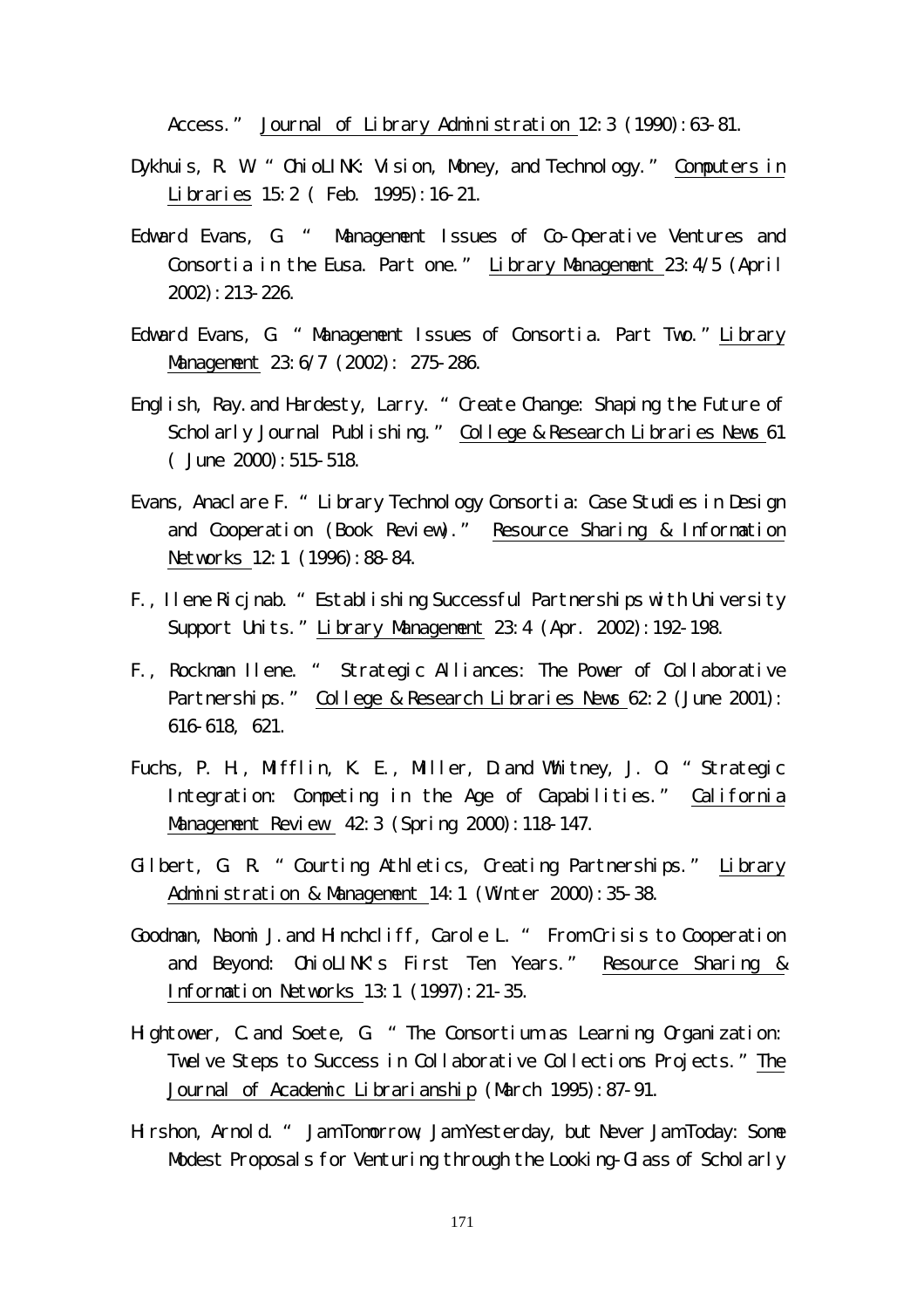Access." Journal of Library Administration 12:3 (1990):63-81.

Dykhuis, R. W. "OhioLINK: Vision, Money, and Technology." Computers in Libraries 15:2 ( Feb. 1995):16-21.

Edward Evans, G. " Management Issues of Co-Operative Ventures and Consortia in the Eusa. Part one." Library Management 23:4/5 (April 2002):213-226.

Edward Evans, G. "Management Issues of Consortia. Part Two." Library Management 23:6/7 (2002): 275-286.

English, Ray. and Hardesty, Larry. "Create Change: Shaping the Future of Scholarly Journal Publishing." College & Research Libraries News 61 ( June 2000):515-518.

Evans, Anaclare F. "Library Technology Consortia: Case Studies in Design and Cooperation (Book Review)." Resource Sharing & Information Networks 12:1 (1996):88-84.

F., Ilene Ricjnab. "Establishing Successful Partnerships with University Support Units." Library Management 23:4 (Apr. 2002):192-198.

F., Rockman Ilene. " Strategic Alliances: The Power of Collaborative Partnerships." College & Research Libraries News 62:2 (June 2001): 616-618, 621.

Fuchs, P. H., Mifflin, K. E., Miller, D. and Whitney, J. O. "Strategic Integration: Competing in the Age of Capabilities." California Management Review 42:3 (Spring 2000):118-147.

Gilbert, G. R. "Courting Athletics, Creating Partnerships." Library Administration & Management 14:1 (Winter 2000):35-38.

Goodman, Naomi J. and Hinchcliff, Carole L. " From Crisis to Cooperation and Beyond: OhioLINK's First Ten Years." Resource Sharing & Information Networks 13:1 (1997):21-35.

Hightower, C. and Soete, G. "The Consortium as Learning Organization: Twelve Steps to Success in Collaborative Collections Projects." The Journal of Academic Librarianship (March 1995):87-91.

Hirshon, Arnold. " Jam Tomorrow, Jam Yesterday, but Never Jam Today: Some Modest Proposals for Venturing through the Looking-Glass of Scholarly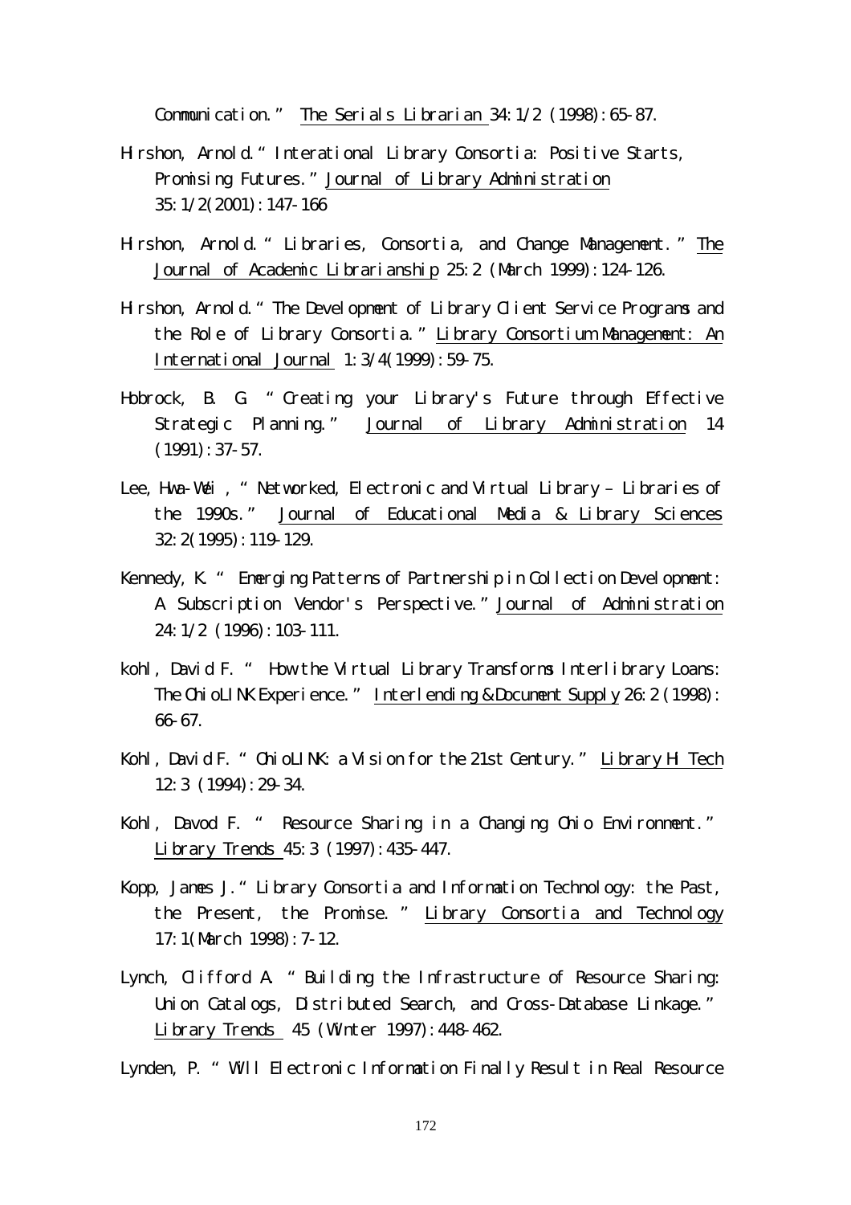Communication." <u>The Serials Librarian</u> 34:1/2 (1998):65-87.

Hirshon, Arnold. "Interational Library Consortia: Positive Starts, Promising Futures." <u>Journal of Library Administration</u> 35:1/2(2001):147-166

Hirshon, Arnold. " Libraries, Consortia, and Change Management. " <u>The Journal of Academic Librarianship</u> 25:2 (March 1999):124-126.

Hirshon, Arnold. "The Development of Library Client Service Programs and the Role of Library Consortia." <u>Library Consortium Management: An International Journal</u> 1:3/4(1999):59-75.

Hobrock, B. G. "Creating your Library's Future through Effective Strategic Planning." <u>Journal of Library Administration</u> 14 (1991):37-57.

Lee, Hwa-Wei , "Networked, Electronic and Virtual Library – Libraries of the 1990s." <u>Journal of Educational Media & Library Sciences</u> 32:2(1995):119-129.

Kennedy, K. " Emerging Patterns of Partnership in Collection Development: A Subscription Vendor's Perspective." <u>Journal of Administration</u> 24:1/2 (1996):103-111.

kohl, David F. " How the Virtual Library Transforms Interlibrary Loans: The OhioLINK Experience." <u>Interlending &Document Supply</u> 26:2 (1998): 66-67.

Kohl, David F. "OhioLINK: a Vision for the 21st Century." <u>Library Hi Tech</u> 12:3 (1994):29-34.

Kohl, Davod F. " Resource Sharing in a Changing Ohio Environment." <u>Library Trends</u> 45:3 (1997):435-447.

Kopp, James J. "Library Consortia and Information Technology: the Past, the Present, the Promise. " <u>Library Consortia and Technology</u> 17:1(March 1998):7-12.

Lynch, Clifford A. "Building the Infrastructure of Resource Sharing: Union Catalogs, Distributed Search, and Cross-Database Linkage." <u>Library Trends</u> 45 (Winter 1997):448-462.

Lynden, P. "Will Electronic Information Finally Result in Real Resource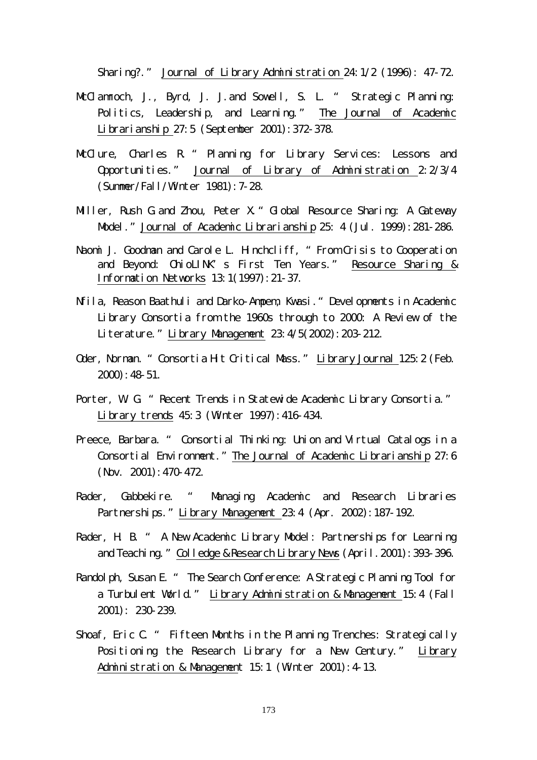Sharing?." Journal of Library Administration 24:1/2 (1996): 47-72.

McClamroch, J., Byrd, J. J. and Sowell, S. L. " Strategic Planning: Politics, Leadership, and Learning." The Journal of Academic Librarianship 27:5 (September 2001):372-378.

McClure, Charles R. " Planning for Library Services: Lessons and Opportunities." Journal of Library of Administration 2:2/3/4 (Summer/Fall/Winter 1981):7-28.

Miller, Rush G. and Zhou, Peter X. " Global Resource Sharing: A Gateway Model." Journal of Academic Librarianship 25: 4 (Jul. 1999):281-286.

Naomi J. Goodman and Carole L. Hinchcliff, " From Crisis to Cooperation and Beyond: OhioLINK's First Ten Years." Resource Sharing & Information Networks 13:1(1997):21-37.

Nfila, Reason Baathuli and Darko-Ampem, Kwasi. " Developments in Academic Library Consortia from the 1960s through to 2000: A Review of the Literature." Library Management 23:4/5(2002):203-212.

Oder, Norman. " Consortia Hit Critical Mass." Library Journal 125:2 (Feb. 2000):48-51.

Porter, W. G. " Recent Trends in Statewide Academic Library Consortia." Library trends 45:3 (Winter 1997):416-434.

Preece, Barbara. " Consortial Thinking: Union and Virtual Catalogs in a Consortial Environment." The Journal of Academic Librarianship 27:6 (Nov. 2001):470-472.

Rader, Gabbekire. " Managing Academic and Research Libraries Partnerships." Library Management 23:4 (Apr. 2002):187-192.

Rader, H. B. " A New Academic Library Model: Partnerships for Learning and Teaching." Colledge & Research Library News (April. 2001):393-396.

Randolph, Susan E. " The Search Conference: A Strategic Planning Tool for a Turbulent World." Library Administration & Management 15:4 (Fall 2001): 230-239.

Shoaf, Eric C. " Fifteen Months in the Planning Trenches: Strategically Positioning the Research Library for a New Century." Library Administration & Management 15:1 (Winter 2001):4-13.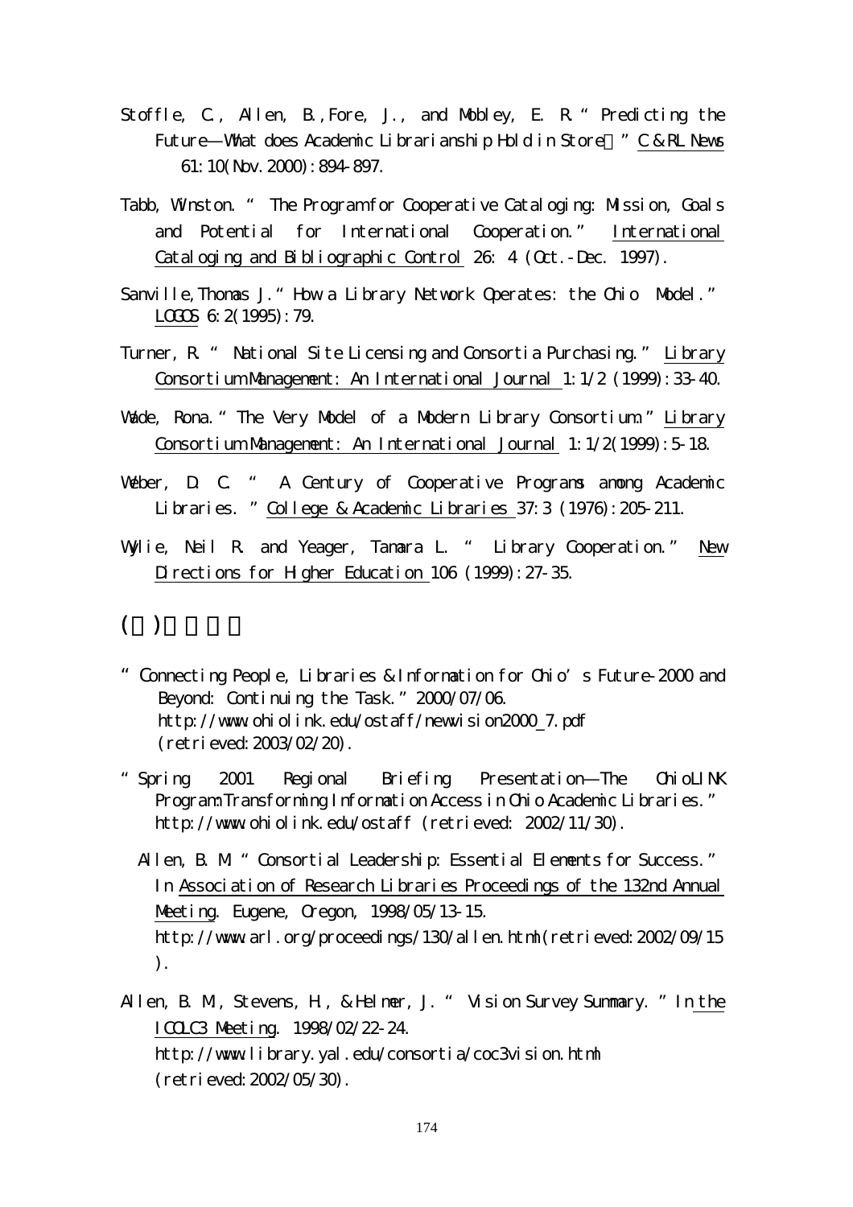Stoffle, C., Allen, B., Fore, J., and Mobley, E. R. "Predicting the Future—What does Academic Librarianship Hold in Store?" *C&RL News* 61:10(Nov. 2000):894-897.

Tabb, Winston. "The Program for Cooperative Cataloging: Mission, Goals and Potential for International Cooperation." *International Cataloging and Bibliographic Control* 26: 4 (Oct.-Dec. 1997).

Sanville, Thomas J. "How a Library Network Operates: the Ohio Model." *LOGOS* 6:2(1995):79.

Turner, R. "National Site Licensing and Consortia Purchasing." *Library Consortium Management: An International Journal* 1:1/2 (1999):33-40.

Wade, Rona. "The Very Model of a Modern Library Consortium." *Library Consortium Management: An International Journal* 1:1/2(1999):5-18.

Weber, D. C. "A Century of Cooperative Programs among Academic Libraries." *College & Academic Libraries* 37:3 (1976):205-211.

Wylie, Neil R. and Yeager, Tamara L. "Library Cooperation." *New Directions for Higher Education* 106 (1999):27-35.

## ( )

"Connecting People, Libraries & Information for Ohio's Future-2000 and Beyond: Continuing the Task." 2000/07/06.
http://www.ohiolink.edu/ostaff/newvision2000_7.pdf
(retrieved:2003/02/20).

"Spring 2001 Regional Briefing Presentation—The OhioLINK Program:Transforming Information Access in Ohio Academic Libraries." http://www.ohiolink.edu/ostaff (retrieved: 2002/11/30).

Allen, B. M. "Consortial Leadership: Essential Elements for Success." In *Association of Research Libraries Proceedings of the 132nd Annual Meeting*. Eugene, Oregon, 1998/05/13-15.
http://www.arl.org/proceedings/130/allen.html(retrieved:2002/09/15).

Allen, B. M., Stevens, H., & Helmer, J. "Vision Survey Summary." In *the ICOLC3 Meeting*. 1998/02/22-24.
http://www.library.yal.edu/consortia/coc3vision.html
(retrieved:2002/05/30).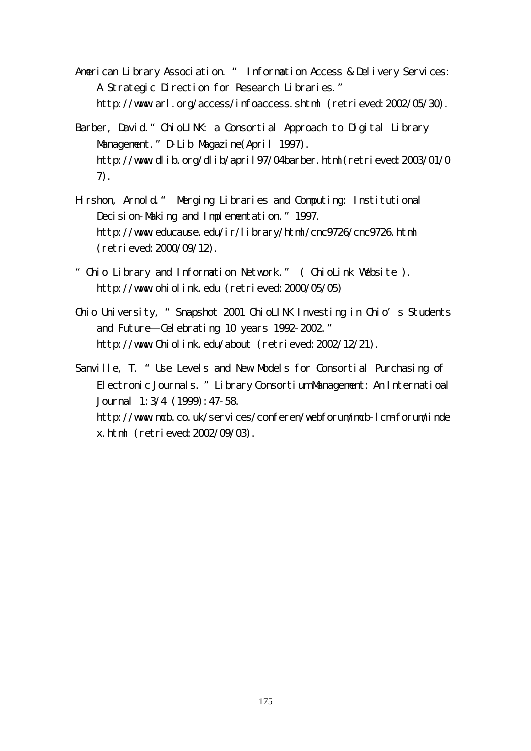American Library Association. " Information Access & Delivery Services: A Strategic Direction for Research Libraries." http://www.arl.org/access/infoaccess.shtml (retrieved:2002/05/30).

Barber, David." OhioLINK: a Consortial Approach to Digital Library Management." D-Lib Magazine(April 1997). http://www.dlib.org/dlib/april97/04barber.html(retrieved:2003/01/07).

Hirshon, Arnold." Merging Libraries and Computing: Institutional Decision-Making and Implementation." 1997. http://www.educause.edu/ir/library/html/cnc9726/cnc9726.html (retrieved:2000/09/12).

" Ohio Library and Information Network." ( OhioLink Website ). http://www.ohiolink.edu (retrieved:2000/05/05)

Ohio University, " Snapshot 2001 OhioLINK Investing in Ohio's Students and Future—Celebrating 10 years 1992-2002." http://www.Ohiolink.edu/about (retrieved:2002/12/21).

Sanville, T. " Use Levels and New Models for Consortial Purchasing of Electronic Journals. " Library Consortium Management: An Internatioal Journal 1:3/4 (1999):47-58. http://www.mcb.co.uk/services/conferen/webforum/mcb-lcm-forum/index.html (retrieved:2002/09/03).